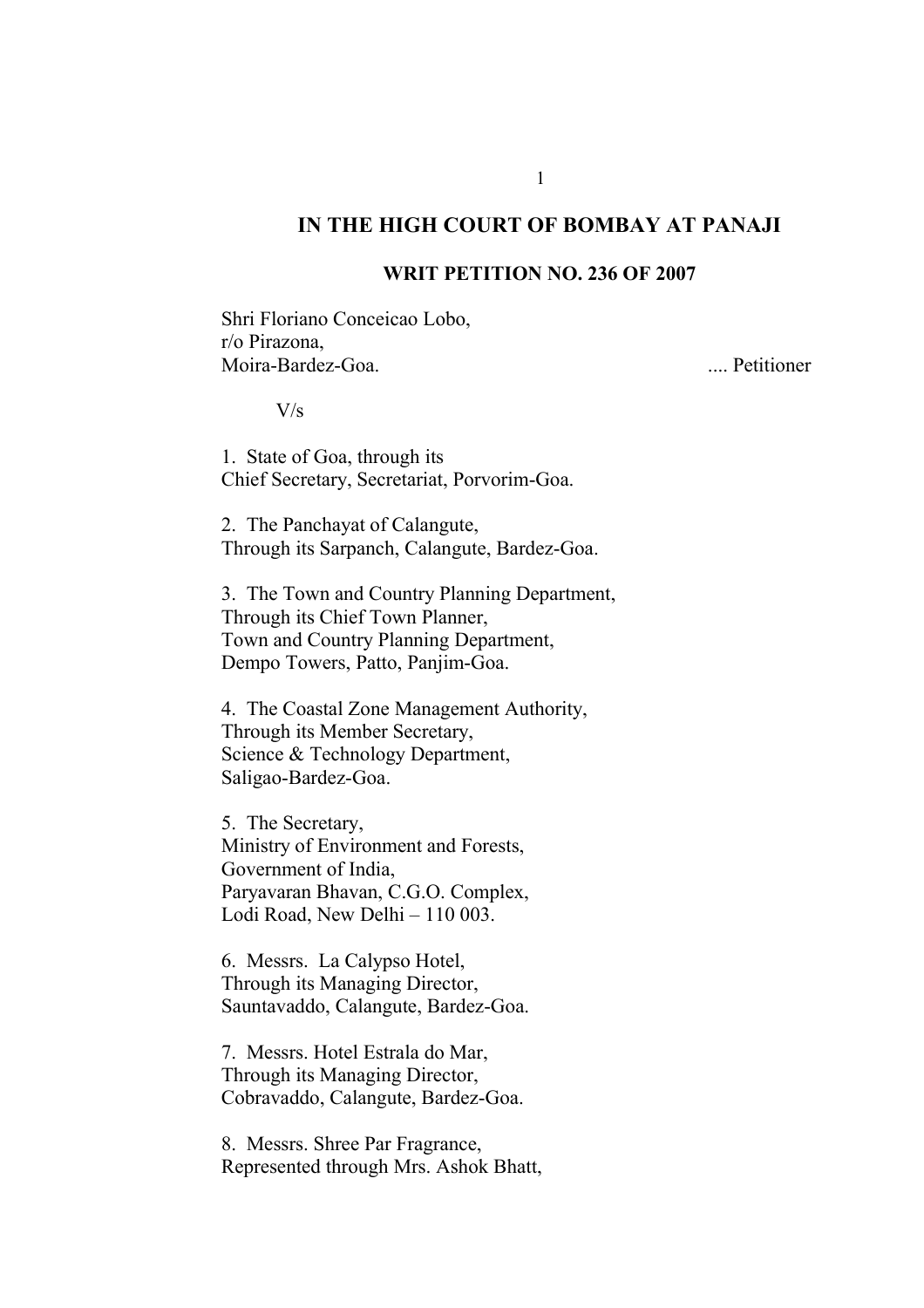# IN THE HIGH COURT OF BOMBAY AT PANAJI

## WRIT PETITION NO. 236 OF 2007

Shri Floriano Conceicao Lobo,
r/o Pirazona,
Moira-Bardez-Goa. .... Petitioner

V/s

1. State of Goa, through its
Chief Secretary, Secretariat, Porvorim-Goa.

2. The Panchayat of Calangute,
Through its Sarpanch, Calangute, Bardez-Goa.

3. The Town and Country Planning Department,
Through its Chief Town Planner,
Town and Country Planning Department,
Dempo Towers, Patto, Panjim-Goa.

4. The Coastal Zone Management Authority,
Through its Member Secretary,
Science & Technology Department,
Saligao-Bardez-Goa.

5. The Secretary,
Ministry of Environment and Forests,
Government of India,
Paryavaran Bhavan, C.G.O. Complex,
Lodi Road, New Delhi – 110 003.

6. Messrs. La Calypso Hotel,
Through its Managing Director,
Sauntavaddo, Calangute, Bardez-Goa.

7. Messrs. Hotel Estrala do Mar,
Through its Managing Director,
Cobravaddo, Calangute, Bardez-Goa.

8. Messrs. Shree Par Fragrance,
Represented through Mrs. Ashok Bhatt,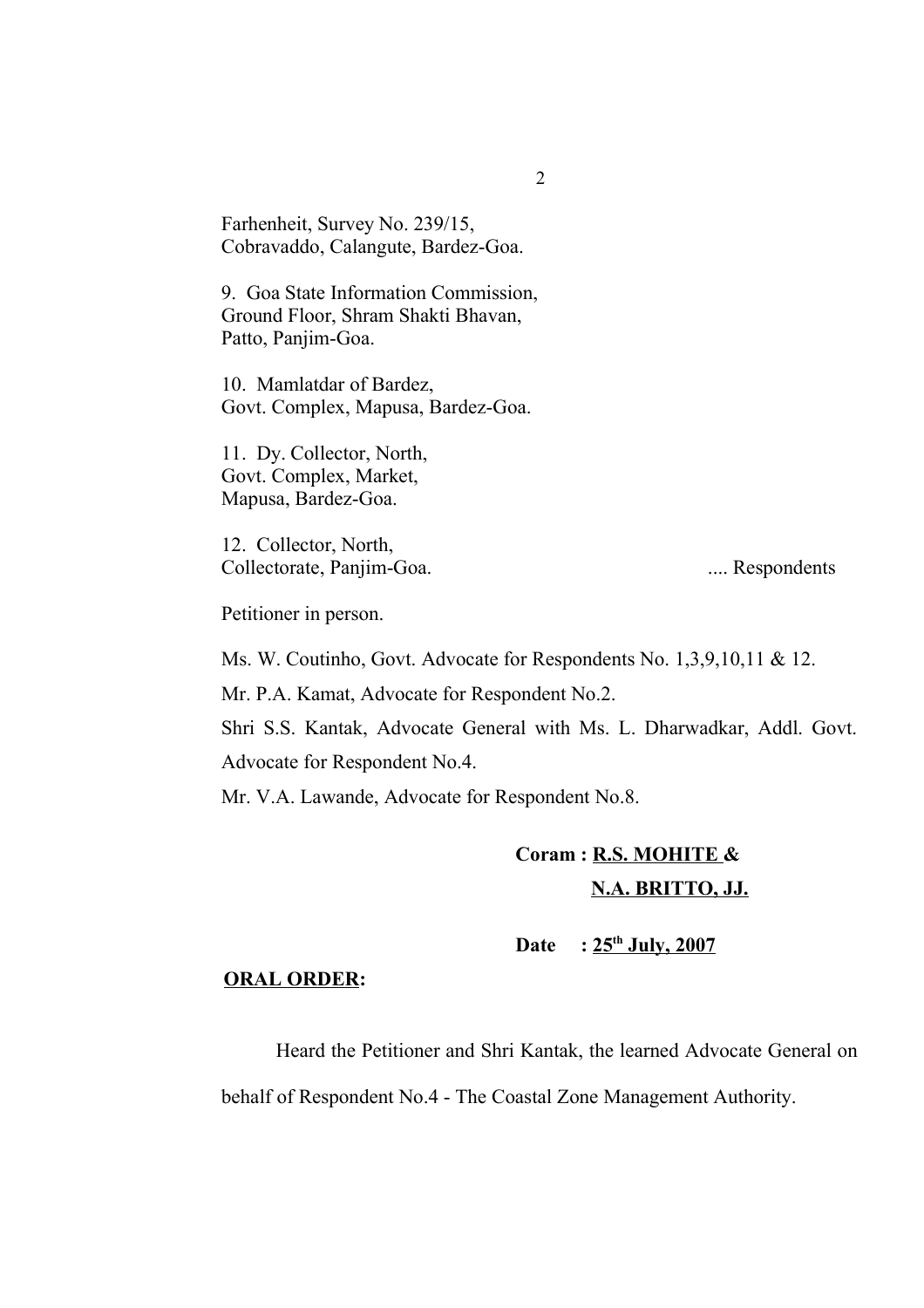Farhenheit, Survey No. 239/15,
Cobravaddo, Calangute, Bardez-Goa.

9. Goa State Information Commission,
Ground Floor, Shram Shakti Bhavan,
Patto, Panjim-Goa.

10. Mamlatdar of Bardez,
Govt. Complex, Mapusa, Bardez-Goa.

11. Dy. Collector, North,
Govt. Complex, Market,
Mapusa, Bardez-Goa.

12. Collector, North,
Collectorate, Panjim-Goa. .... Respondents

Petitioner in person.

Ms. W. Coutinho, Govt. Advocate for Respondents No. 1,3,9,10,11 & 12.

Mr. P.A. Kamat, Advocate for Respondent No.2.

Shri S.S. Kantak, Advocate General with Ms. L. Dharwadkar, Addl. Govt. Advocate for Respondent No.4.

Mr. V.A. Lawande, Advocate for Respondent No.8.

**Coram : R.S. MOHITE &**
**N.A. BRITTO, JJ.**

**Date : 25th July, 2007**

**ORAL ORDER:**

Heard the Petitioner and Shri Kantak, the learned Advocate General on behalf of Respondent No.4 - The Coastal Zone Management Authority.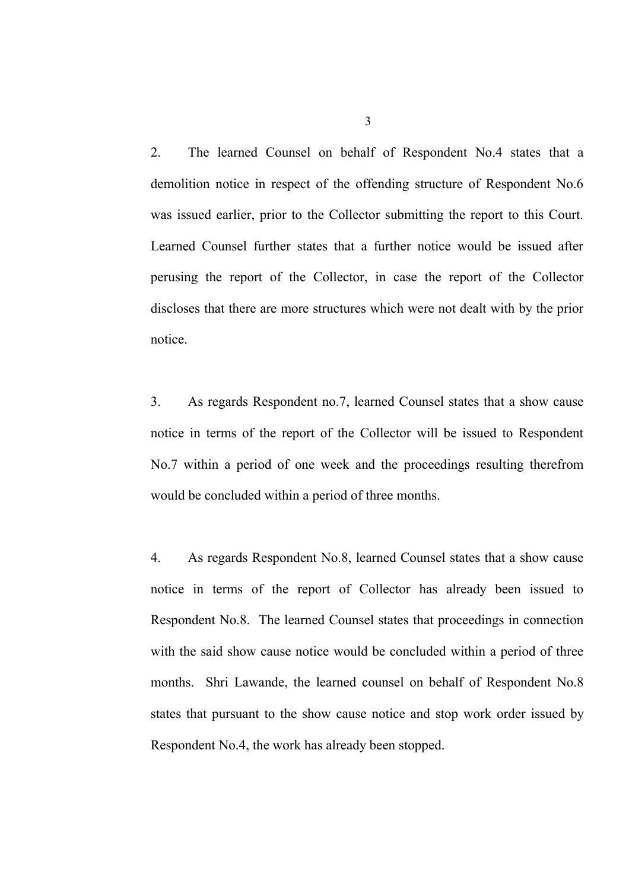2. The learned Counsel on behalf of Respondent No.4 states that a demolition notice in respect of the offending structure of Respondent No.6 was issued earlier, prior to the Collector submitting the report to this Court. Learned Counsel further states that a further notice would be issued after perusing the report of the Collector, in case the report of the Collector discloses that there are more structures which were not dealt with by the prior notice.

3. As regards Respondent no.7, learned Counsel states that a show cause notice in terms of the report of the Collector will be issued to Respondent No.7 within a period of one week and the proceedings resulting therefrom would be concluded within a period of three months.

4. As regards Respondent No.8, learned Counsel states that a show cause notice in terms of the report of Collector has already been issued to Respondent No.8. The learned Counsel states that proceedings in connection with the said show cause notice would be concluded within a period of three months. Shri Lawande, the learned counsel on behalf of Respondent No.8 states that pursuant to the show cause notice and stop work order issued by Respondent No.4, the work has already been stopped.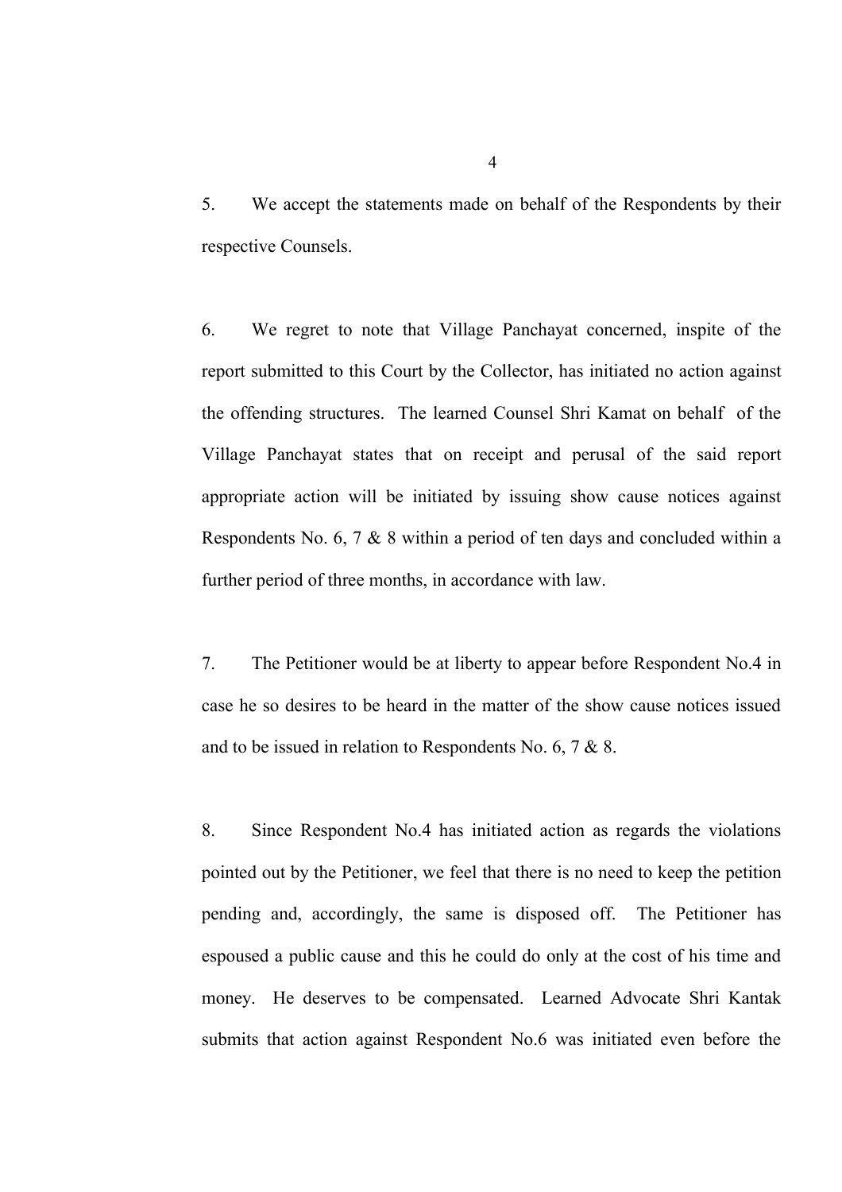5. We accept the statements made on behalf of the Respondents by their respective Counsels.

6. We regret to note that Village Panchayat concerned, inspite of the report submitted to this Court by the Collector, has initiated no action against the offending structures. The learned Counsel Shri Kamat on behalf of the Village Panchayat states that on receipt and perusal of the said report appropriate action will be initiated by issuing show cause notices against Respondents No. 6, 7 & 8 within a period of ten days and concluded within a further period of three months, in accordance with law.

7. The Petitioner would be at liberty to appear before Respondent No.4 in case he so desires to be heard in the matter of the show cause notices issued and to be issued in relation to Respondents No. 6, 7 & 8.

8. Since Respondent No.4 has initiated action as regards the violations pointed out by the Petitioner, we feel that there is no need to keep the petition pending and, accordingly, the same is disposed off. The Petitioner has espoused a public cause and this he could do only at the cost of his time and money. He deserves to be compensated. Learned Advocate Shri Kantak submits that action against Respondent No.6 was initiated even before the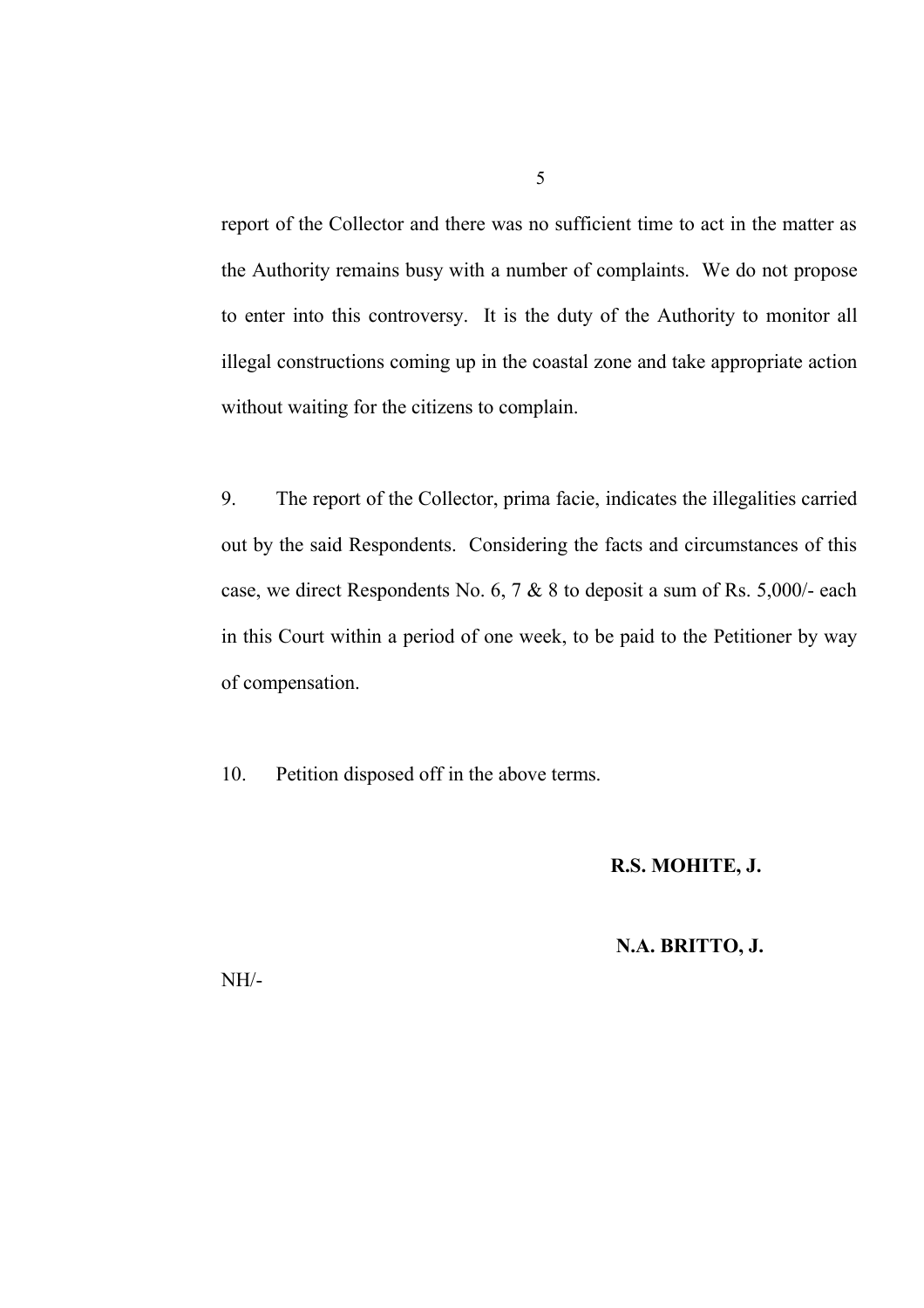report of the Collector and there was no sufficient time to act in the matter as the Authority remains busy with a number of complaints. We do not propose to enter into this controversy. It is the duty of the Authority to monitor all illegal constructions coming up in the coastal zone and take appropriate action without waiting for the citizens to complain.

9. The report of the Collector, prima facie, indicates the illegalities carried out by the said Respondents. Considering the facts and circumstances of this case, we direct Respondents No. 6, 7 & 8 to deposit a sum of Rs. 5,000/- each in this Court within a period of one week, to be paid to the Petitioner by way of compensation.

10. Petition disposed off in the above terms.

**R.S. MOHITE, J.**

**N.A. BRITTO, J.**

NH/-